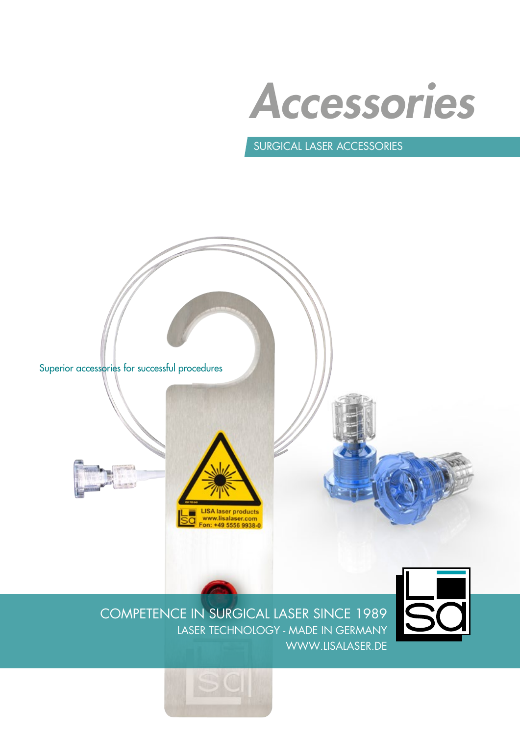# Accessories

SURGICAL LASER ACCESSORIES

Superior accessories for successful procedures

COMPETENCE IN SURGICAL LASER SINCE 1989

LASER TECHNOLOGY - MADE IN GERMANY

WWW.LISALASER.DE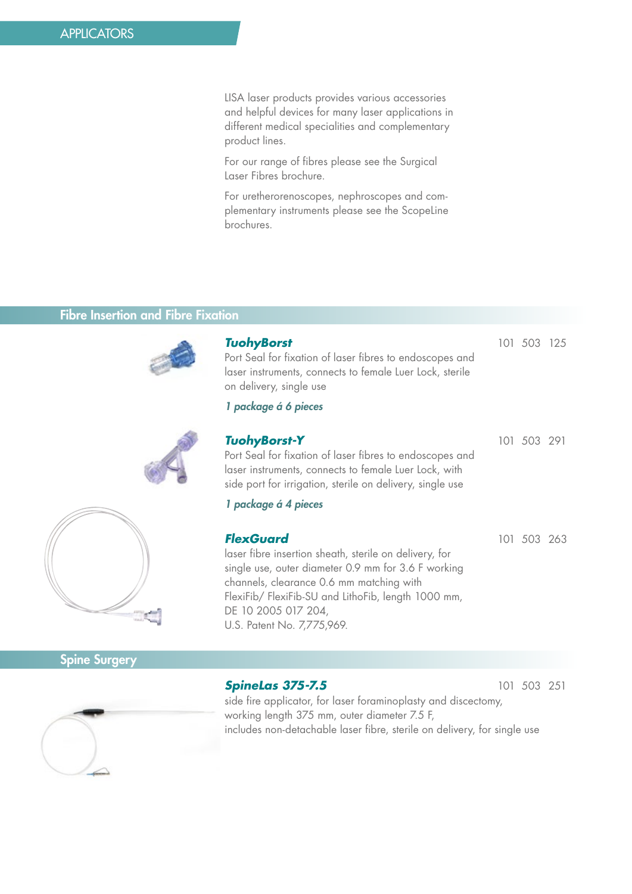# APPLICATORS

LISA laser products provides various accessories and helpful devices for many laser applications in different medical specialities and complementary product lines.

For our range of fibres please see the Surgical Laser Fibres brochure.

For uretherorenoscopes, nephroscopes and complementary instruments please see the ScopeLine brochures.

## Fibre Insertion and Fibre Fixation

### *TuohyBorst*

101 503 125

Port Seal for fixation of laser fibres to endoscopes and laser instruments, connects to female Luer Lock, sterile on delivery, single use

*1 package á 6 pieces*

### *TuohyBorst-Y*

101 503 291

Port Seal for fixation of laser fibres to endoscopes and laser instruments, connects to female Luer Lock, with side port for irrigation, sterile on delivery, single use

*1 package á 4 pieces*

### *FlexGuard*

101 503 263

laser fibre insertion sheath, sterile on delivery, for single use, outer diameter 0.9 mm for 3.6 F working channels, clearance 0.6 mm matching with FlexiFib/ FlexiFib-SU and LithoFib, length 1000 mm, DE 10 2005 017 204,
U.S. Patent No. 7,775,969.

## Spine Surgery

### *SpineLas 375-7.5*

101 503 251

side fire applicator, for laser foraminoplasty and discectomy, working length 375 mm, outer diameter 7.5 F,
includes non-detachable laser fibre, sterile on delivery, for single use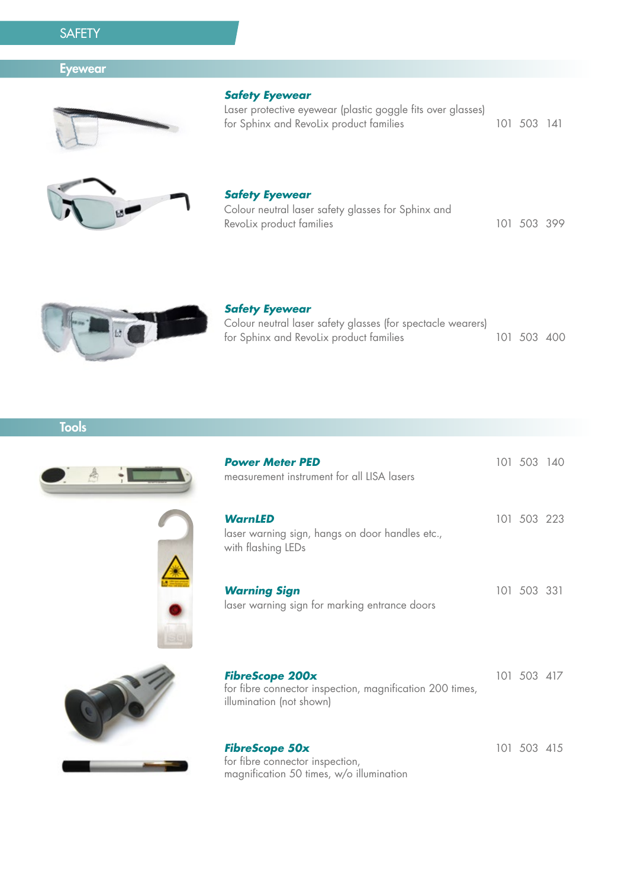# SAFETY

## Eyewear

**Safety Eyewear**
Laser protective eyewear (plastic goggle fits over glasses)
for Sphinx and RevoLix product families — 101 503 141

**Safety Eyewear**
Colour neutral laser safety glasses for Sphinx and
RevoLix product families — 101 503 399

**Safety Eyewear**
Colour neutral laser safety glasses (for spectacle wearers)
for Sphinx and RevoLix product families — 101 503 400

## Tools

**Power Meter PED** — 101 503 140
measurement instrument for all LISA lasers

**WarnLED** — 101 503 223
laser warning sign, hangs on door handles etc.,
with flashing LEDs

**Warning Sign** — 101 503 331
laser warning sign for marking entrance doors

**FibreScope 200x** — 101 503 417
for fibre connector inspection, magnification 200 times,
illumination (not shown)

**FibreScope 50x** — 101 503 415
for fibre connector inspection,
magnification 50 times, w/o illumination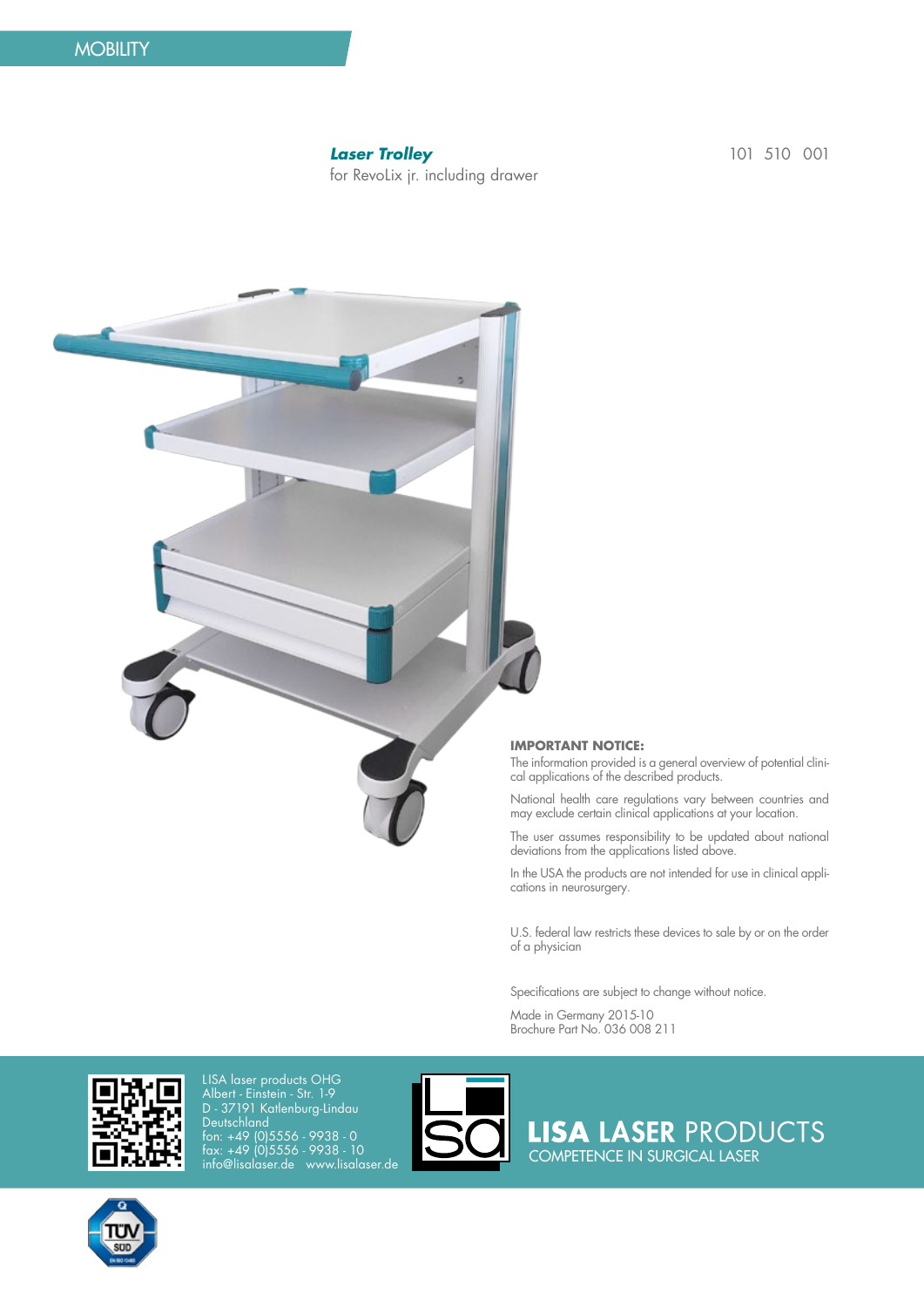MOBILITY

***Laser Trolley***
for RevoLix jr. including drawer

101 510 001

**IMPORTANT NOTICE:**
The information provided is a general overview of potential clinical applications of the described products.

National health care regulations vary between countries and may exclude certain clinical applications at your location.

The user assumes responsibility to be updated about national deviations from the applications listed above.

In the USA the products are not intended for use in clinical applications in neurosurgery.

U.S. federal law restricts these devices to sale by or on the order of a physician

Specifications are subject to change without notice.

Made in Germany 2015-10
Brochure Part No. 036 008 211

LISA laser products OHG
Albert - Einstein - Str. 1-9
D - 37191 Katlenburg-Lindau
Deutschland
fon: +49 (0)5556 - 9938 - 0
fax: +49 (0)5556 - 9938 - 10
info@lisalaser.de www.lisalaser.de

**LISA LASER** PRODUCTS
COMPETENCE IN SURGICAL LASER